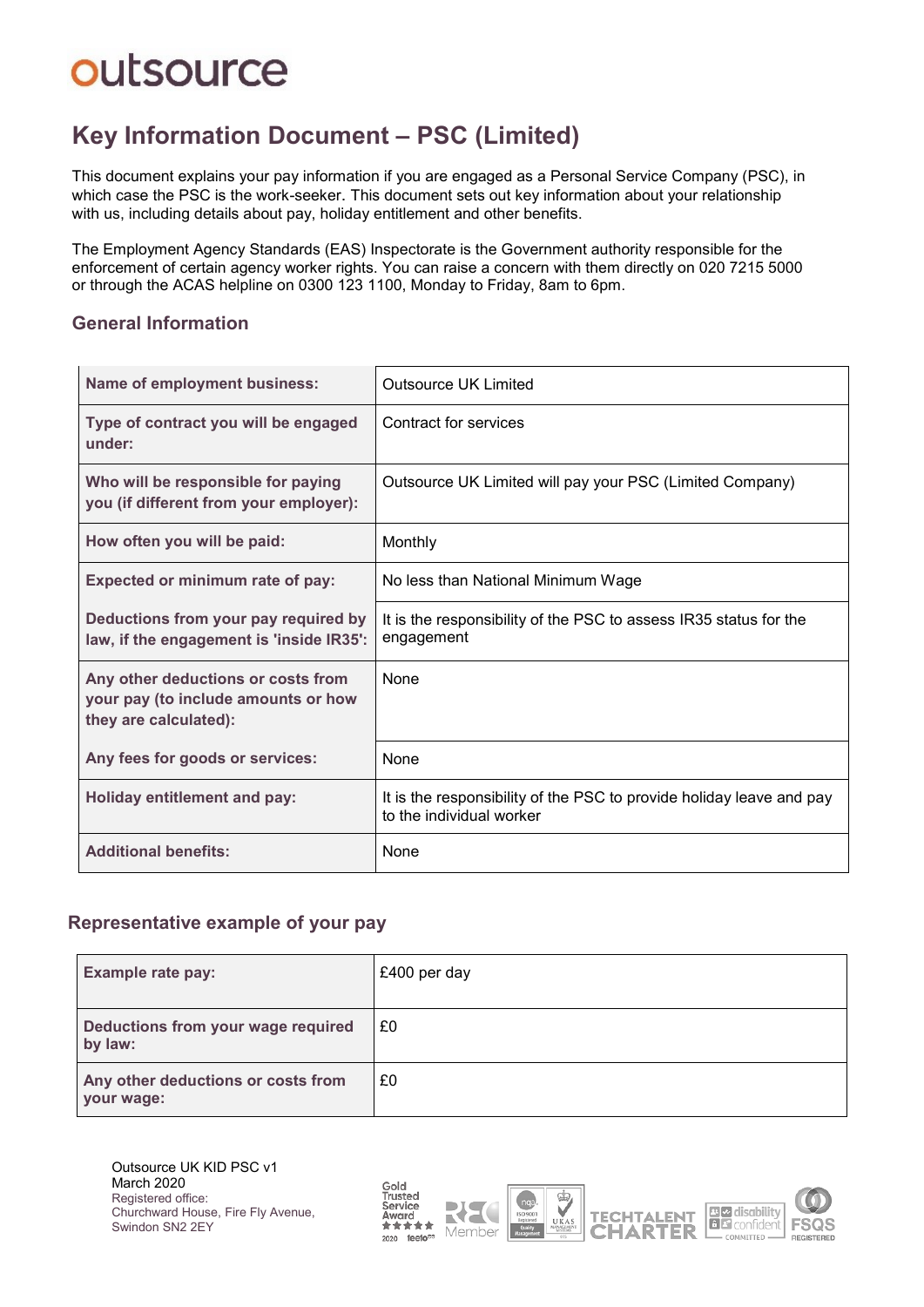outsource

# Key Information Document – PSC (Limited)

This document explains your pay information if you are engaged as a Personal Service Company (PSC), in which case the PSC is the work-seeker. This document sets out key information about your relationship with us, including details about pay, holiday entitlement and other benefits.

The Employment Agency Standards (EAS) Inspectorate is the Government authority responsible for the enforcement of certain agency worker rights. You can raise a concern with them directly on 020 7215 5000 or through the ACAS helpline on 0300 123 1100, Monday to Friday, 8am to 6pm.

## General Information

| | |
|---|---|
| **Name of employment business:** | Outsource UK Limited |
| **Type of contract you will be engaged under:** | Contract for services |
| **Who will be responsible for paying you (if different from your employer):** | Outsource UK Limited will pay your PSC (Limited Company) |
| **How often you will be paid:** | Monthly |
| **Expected or minimum rate of pay:** | No less than National Minimum Wage |
| **Deductions from your pay required by law, if the engagement is 'inside IR35':** | It is the responsibility of the PSC to assess IR35 status for the engagement |
| **Any other deductions or costs from your pay (to include amounts or how they are calculated):** | None |
| **Any fees for goods or services:** | None |
| **Holiday entitlement and pay:** | It is the responsibility of the PSC to provide holiday leave and pay to the individual worker |
| **Additional benefits:** | None |

## Representative example of your pay

| | |
|---|---|
| **Example rate pay:** | £400 per day |
| **Deductions from your wage required by law:** | £0 |
| **Any other deductions or costs from your wage:** | £0 |

Outsource UK KID PSC v1
March 2020
Registered office:
Churchward House, Fire Fly Avenue,
Swindon SN2 2EY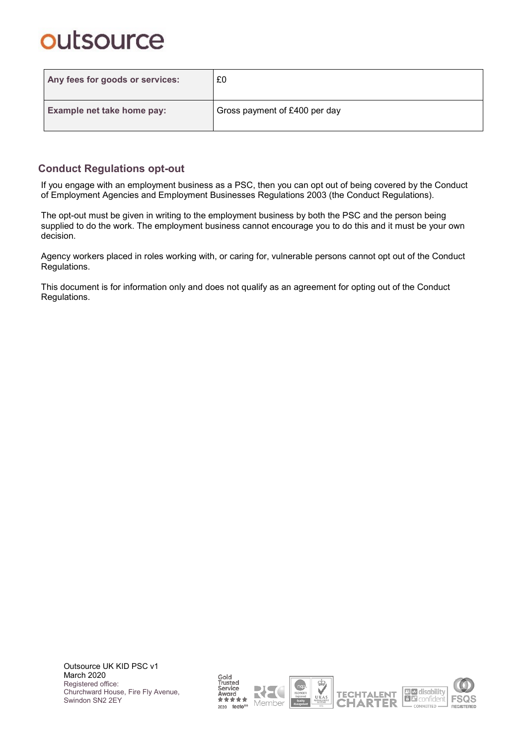| | |
|---|---|
| **Any fees for goods or services:** | £0 |
| **Example net take home pay:** | Gross payment of £400 per day |

## Conduct Regulations opt-out

If you engage with an employment business as a PSC, then you can opt out of being covered by the Conduct of Employment Agencies and Employment Businesses Regulations 2003 (the Conduct Regulations).

The opt-out must be given in writing to the employment business by both the PSC and the person being supplied to do the work. The employment business cannot encourage you to do this and it must be your own decision.

Agency workers placed in roles working with, or caring for, vulnerable persons cannot opt out of the Conduct Regulations.

This document is for information only and does not qualify as an agreement for opting out of the Conduct Regulations.

Outsource UK KID PSC v1
March 2020
Registered office:
Churchward House, Fire Fly Avenue,
Swindon SN2 2EY